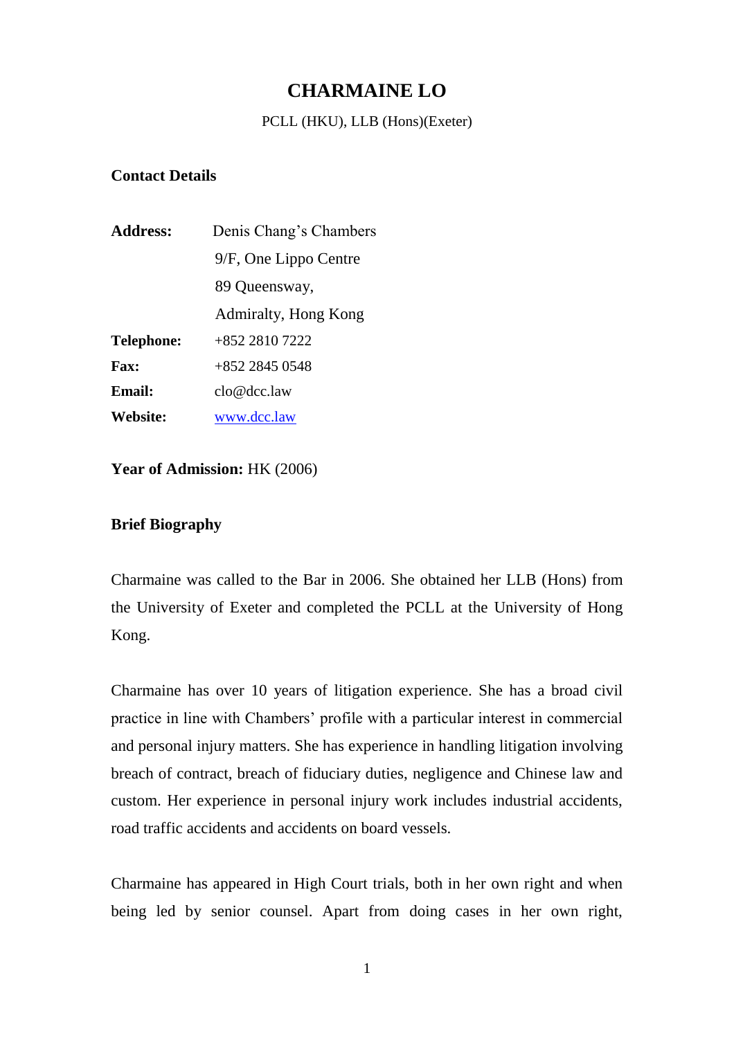# CHARMAINE LO

PCLL (HKU), LLB (Hons)(Exeter)

**Contact Details**

| | |
|---|---|
| **Address:** | Denis Chang's Chambers<br>9/F, One Lippo Centre<br>89 Queensway,<br>Admiralty, Hong Kong |
| **Telephone:** | +852 2810 7222 |
| **Fax:** | +852 2845 0548 |
| **Email:** | clo@dcc.law |
| **Website:** | [www.dcc.law](www.dcc.law) |

**Year of Admission:** HK (2006)

**Brief Biography**

Charmaine was called to the Bar in 2006. She obtained her LLB (Hons) from the University of Exeter and completed the PCLL at the University of Hong Kong.

Charmaine has over 10 years of litigation experience. She has a broad civil practice in line with Chambers' profile with a particular interest in commercial and personal injury matters. She has experience in handling litigation involving breach of contract, breach of fiduciary duties, negligence and Chinese law and custom. Her experience in personal injury work includes industrial accidents, road traffic accidents and accidents on board vessels.

Charmaine has appeared in High Court trials, both in her own right and when being led by senior counsel. Apart from doing cases in her own right,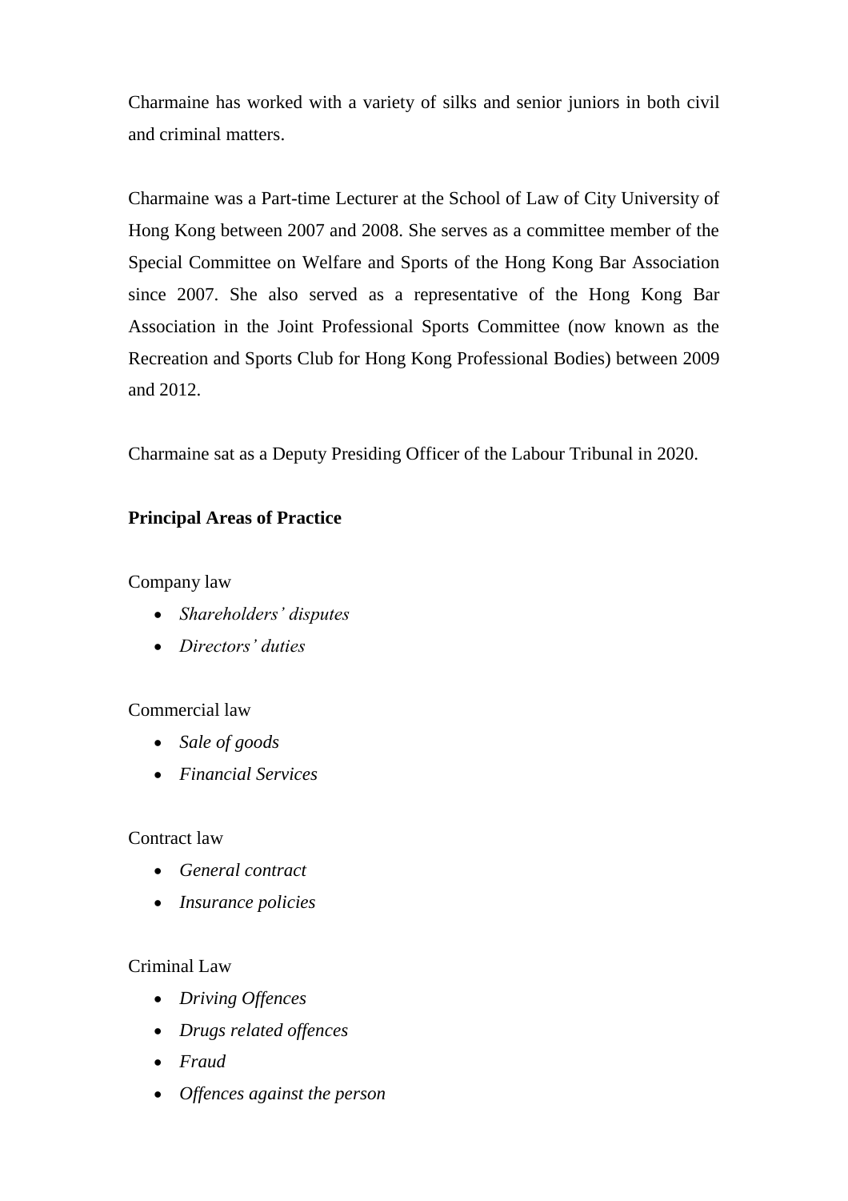Charmaine has worked with a variety of silks and senior juniors in both civil and criminal matters.

Charmaine was a Part-time Lecturer at the School of Law of City University of Hong Kong between 2007 and 2008. She serves as a committee member of the Special Committee on Welfare and Sports of the Hong Kong Bar Association since 2007. She also served as a representative of the Hong Kong Bar Association in the Joint Professional Sports Committee (now known as the Recreation and Sports Club for Hong Kong Professional Bodies) between 2009 and 2012.

Charmaine sat as a Deputy Presiding Officer of the Labour Tribunal in 2020.

**Principal Areas of Practice**

Company law

- *Shareholders' disputes*
- *Directors' duties*

Commercial law

- *Sale of goods*
- *Financial Services*

Contract law

- *General contract*
- *Insurance policies*

Criminal Law

- *Driving Offences*
- *Drugs related offences*
- *Fraud*
- *Offences against the person*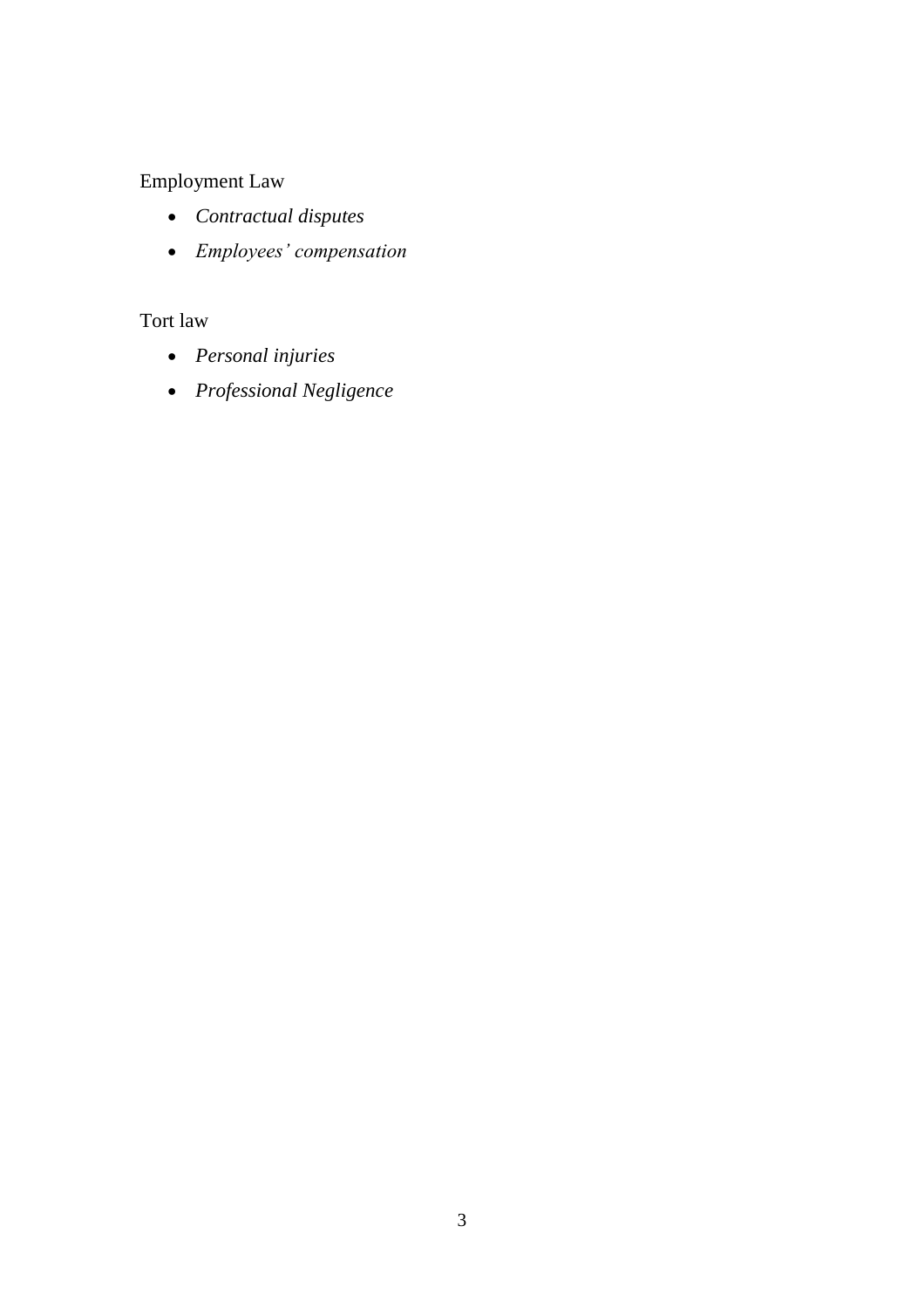Employment Law

- *Contractual disputes*
- *Employees' compensation*

Tort law

- *Personal injuries*
- *Professional Negligence*